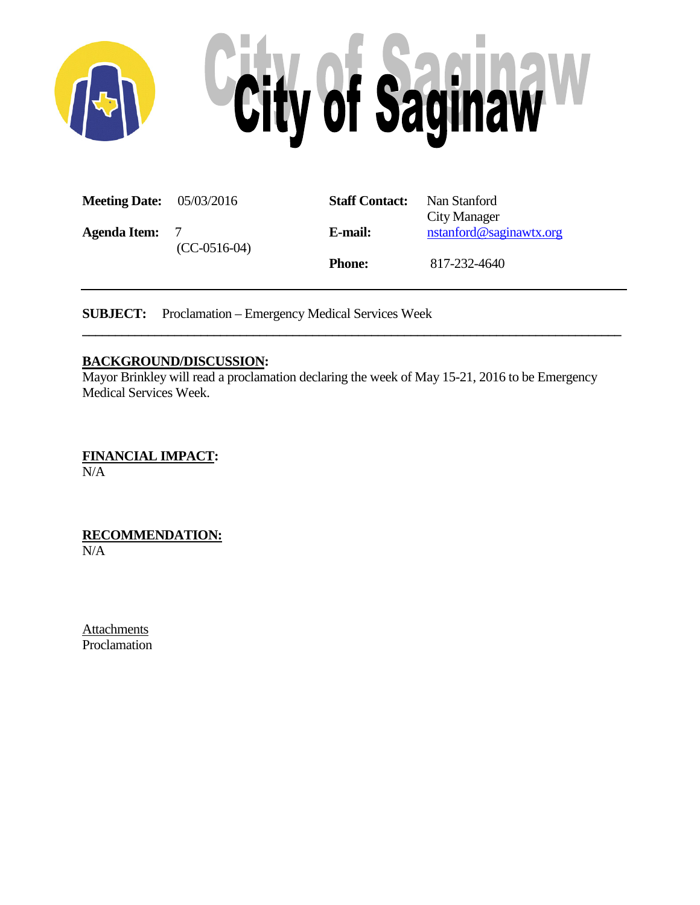# City of Saginaw

| | | | |
|---|---|---|---|
| **Meeting Date:** | 05/03/2016 | **Staff Contact:** | Nan Stanford<br>City Manager |
| **Agenda Item:** | 7<br>(CC-0516-04) | **E-mail:** | nstanford@saginawtx.org |
| | | **Phone:** | 817-232-4640 |

---

**SUBJECT:** Proclamation – Emergency Medical Services Week

---

**BACKGROUND/DISCUSSION:**

Mayor Brinkley will read a proclamation declaring the week of May 15-21, 2016 to be Emergency Medical Services Week.

**FINANCIAL IMPACT:**

N/A

**RECOMMENDATION:**

N/A

Attachments

Proclamation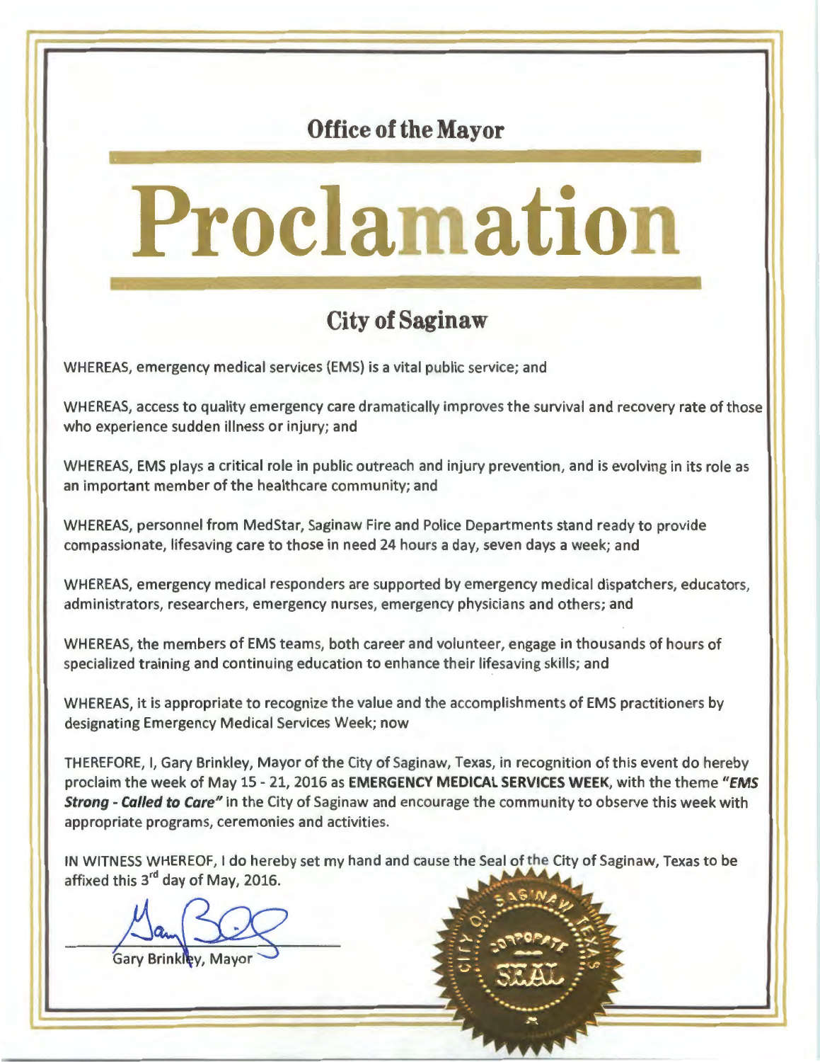**Office of the Mayor**

# Proclamation

## City of Saginaw

WHEREAS, emergency medical services (EMS) is a vital public service; and

WHEREAS, access to quality emergency care dramatically improves the survival and recovery rate of those who experience sudden illness or injury; and

WHEREAS, EMS plays a critical role in public outreach and injury prevention, and is evolving in its role as an important member of the healthcare community; and

WHEREAS, personnel from MedStar, Saginaw Fire and Police Departments stand ready to provide compassionate, lifesaving care to those in need 24 hours a day, seven days a week; and

WHEREAS, emergency medical responders are supported by emergency medical dispatchers, educators, administrators, researchers, emergency nurses, emergency physicians and others; and

WHEREAS, the members of EMS teams, both career and volunteer, engage in thousands of hours of specialized training and continuing education to enhance their lifesaving skills; and

WHEREAS, it is appropriate to recognize the value and the accomplishments of EMS practitioners by designating Emergency Medical Services Week; now

THEREFORE, I, Gary Brinkley, Mayor of the City of Saginaw, Texas, in recognition of this event do hereby proclaim the week of May 15 - 21, 2016 as **EMERGENCY MEDICAL SERVICES WEEK**, with the theme ***"EMS Strong - Called to Care"*** in the City of Saginaw and encourage the community to observe this week with appropriate programs, ceremonies and activities.

IN WITNESS WHEREOF, I do hereby set my hand and cause the Seal of the City of Saginaw, Texas to be affixed this 3rd day of May, 2016.

Gary Brinkley, Mayor

CITY OF SAGINAW TEXAS CORPORATE SEAL